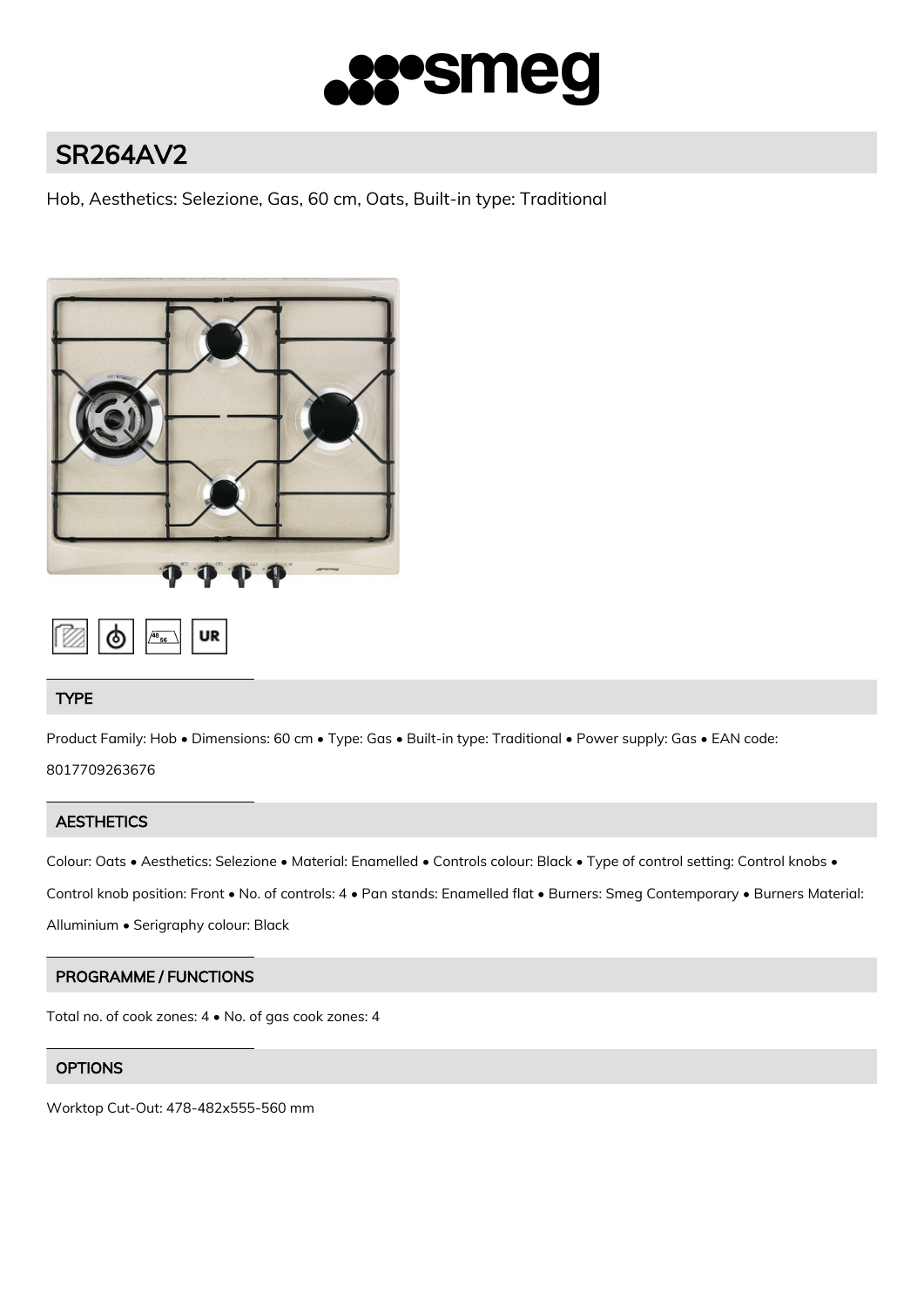# SR264AV2

Hob, Aesthetics: Selezione, Gas, 60 cm, Oats, Built-in type: Traditional

## TYPE

Product Family: Hob • Dimensions: 60 cm • Type: Gas • Built-in type: Traditional • Power supply: Gas • EAN code: 8017709263676

## AESTHETICS

Colour: Oats • Aesthetics: Selezione • Material: Enamelled • Controls colour: Black • Type of control setting: Control knobs • Control knob position: Front • No. of controls: 4 • Pan stands: Enamelled flat • Burners: Smeg Contemporary • Burners Material: Alluminium • Serigraphy colour: Black

## PROGRAMME / FUNCTIONS

Total no. of cook zones: 4 • No. of gas cook zones: 4

## OPTIONS

Worktop Cut-Out: 478-482x555-560 mm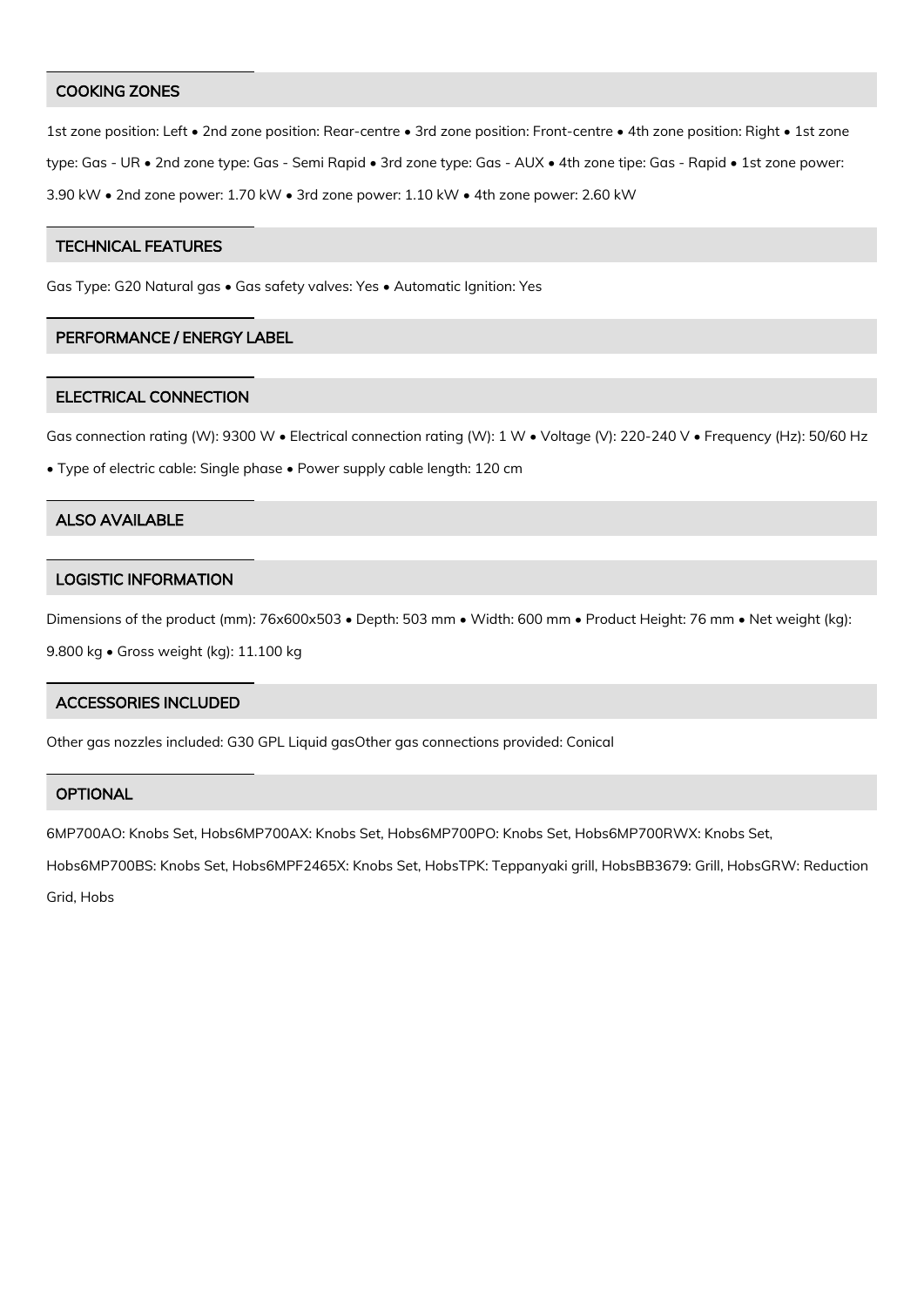## COOKING ZONES

1st zone position: Left • 2nd zone position: Rear-centre • 3rd zone position: Front-centre • 4th zone position: Right • 1st zone type: Gas - UR • 2nd zone type: Gas - Semi Rapid • 3rd zone type: Gas - AUX • 4th zone tipe: Gas - Rapid • 1st zone power: 3.90 kW • 2nd zone power: 1.70 kW • 3rd zone power: 1.10 kW • 4th zone power: 2.60 kW

## TECHNICAL FEATURES

Gas Type: G20 Natural gas • Gas safety valves: Yes • Automatic Ignition: Yes

## PERFORMANCE / ENERGY LABEL

## ELECTRICAL CONNECTION

Gas connection rating (W): 9300 W • Electrical connection rating (W): 1 W • Voltage (V): 220-240 V • Frequency (Hz): 50/60 Hz • Type of electric cable: Single phase • Power supply cable length: 120 cm

## ALSO AVAILABLE

## LOGISTIC INFORMATION

Dimensions of the product (mm): 76x600x503 • Depth: 503 mm • Width: 600 mm • Product Height: 76 mm • Net weight (kg): 9.800 kg • Gross weight (kg): 11.100 kg

## ACCESSORIES INCLUDED

Other gas nozzles included: G30 GPL Liquid gasOther gas connections provided: Conical

## OPTIONAL

6MP700AO: Knobs Set, Hobs6MP700AX: Knobs Set, Hobs6MP700PO: Knobs Set, Hobs6MP700RWX: Knobs Set, Hobs6MP700BS: Knobs Set, Hobs6MPF2465X: Knobs Set, HobsTPK: Teppanyaki grill, HobsBB3679: Grill, HobsGRW: Reduction Grid, Hobs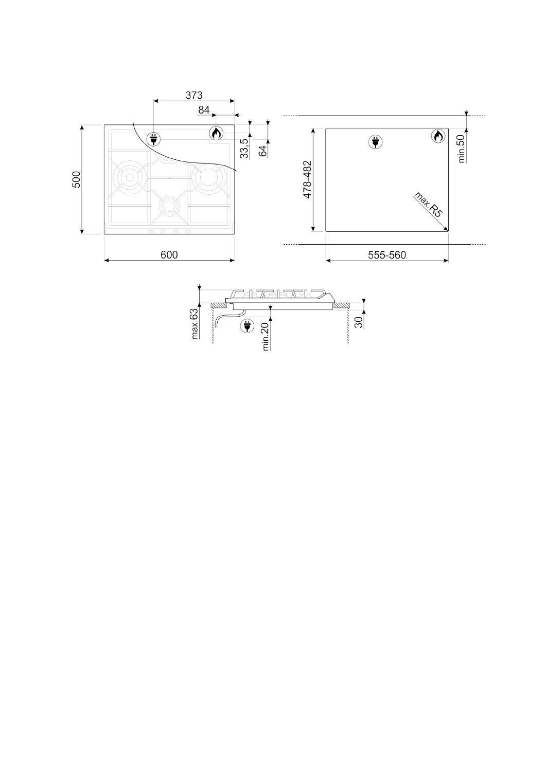373

84

33,5

64

500

600

min.50

478-482

max.R5

555-560

max.63

min.20

30